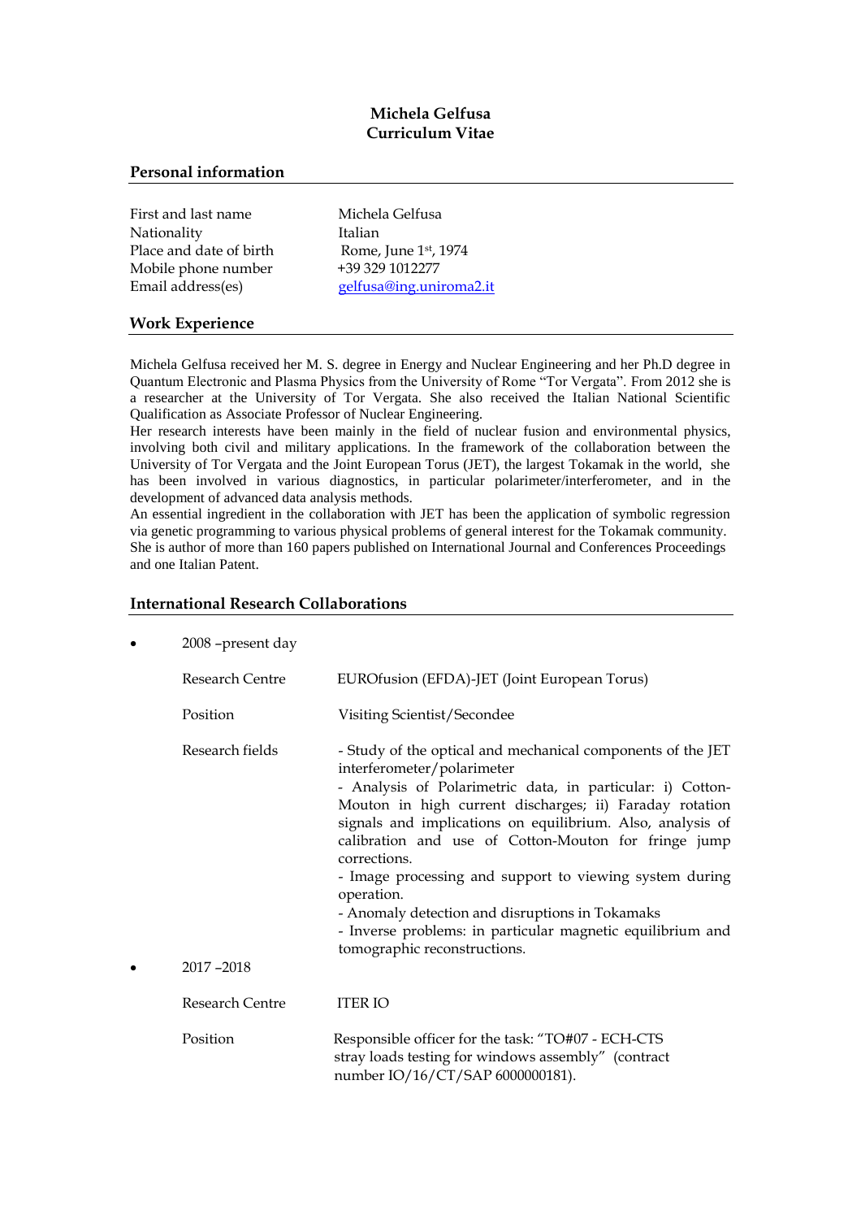**Michela Gelfusa**
**Curriculum Vitae**

## Personal information

| | |
|---|---|
| First and last name | Michela Gelfusa |
| Nationality | Italian |
| Place and date of birth | Rome, June 1st, 1974 |
| Mobile phone number | +39 329 1012277 |
| Email address(es) | gelfusa@ing.uniroma2.it |

## Work Experience

Michela Gelfusa received her M. S. degree in Energy and Nuclear Engineering and her Ph.D degree in Quantum Electronic and Plasma Physics from the University of Rome "Tor Vergata". From 2012 she is a researcher at the University of Tor Vergata. She also received the Italian National Scientific Qualification as Associate Professor of Nuclear Engineering.
Her research interests have been mainly in the field of nuclear fusion and environmental physics, involving both civil and military applications. In the framework of the collaboration between the University of Tor Vergata and the Joint European Torus (JET), the largest Tokamak in the world, she has been involved in various diagnostics, in particular polarimeter/interferometer, and in the development of advanced data analysis methods.
An essential ingredient in the collaboration with JET has been the application of symbolic regression via genetic programming to various physical problems of general interest for the Tokamak community.
She is author of more than 160 papers published on International Journal and Conferences Proceedings and one Italian Patent.

## International Research Collaborations

- 2008 –present day

  | | |
  |---|---|
  | Research Centre | EUROfusion (EFDA)-JET (Joint European Torus) |
  | Position | Visiting Scientist/Secondee |
  | Research fields | - Study of the optical and mechanical components of the JET interferometer/polarimeter<br>- Analysis of Polarimetric data, in particular: i) Cotton-Mouton in high current discharges; ii) Faraday rotation signals and implications on equilibrium. Also, analysis of calibration and use of Cotton-Mouton for fringe jump corrections.<br>- Image processing and support to viewing system during operation.<br>- Anomaly detection and disruptions in Tokamaks<br>- Inverse problems: in particular magnetic equilibrium and tomographic reconstructions. |

- 2017 –2018

  | | |
  |---|---|
  | Research Centre | ITER IO |
  | Position | Responsible officer for the task: "TO#07 - ECH-CTS stray loads testing for windows assembly" (contract number IO/16/CT/SAP 6000000181). |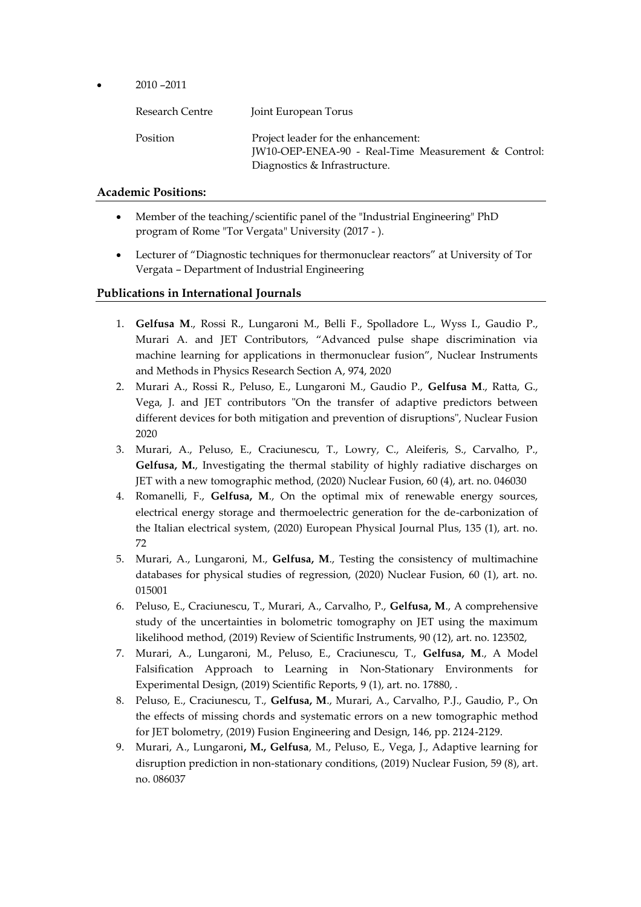- 2010 –2011

| | |
|---|---|
| Research Centre | Joint European Torus |
| Position | Project leader for the enhancement: JW10-OEP-ENEA-90 - Real-Time Measurement & Control: Diagnostics & Infrastructure. |

## Academic Positions:

- Member of the teaching/scientific panel of the "Industrial Engineering" PhD program of Rome "Tor Vergata" University (2017 - ).
- Lecturer of "Diagnostic techniques for thermonuclear reactors" at University of Tor Vergata – Department of Industrial Engineering

## Publications in International Journals

1. **Gelfusa M**., Rossi R., Lungaroni M., Belli F., Spolladore L., Wyss I., Gaudio P., Murari A. and JET Contributors, "Advanced pulse shape discrimination via machine learning for applications in thermonuclear fusion", Nuclear Instruments and Methods in Physics Research Section A, 974, 2020
2. Murari A., Rossi R., Peluso, E., Lungaroni M., Gaudio P., **Gelfusa M**., Ratta, G., Vega, J. and JET contributors "On the transfer of adaptive predictors between different devices for both mitigation and prevention of disruptions", Nuclear Fusion 2020
3. Murari, A., Peluso, E., Craciunescu, T., Lowry, C., Aleiferis, S., Carvalho, P., **Gelfusa, M.**, Investigating the thermal stability of highly radiative discharges on JET with a new tomographic method, (2020) Nuclear Fusion, 60 (4), art. no. 046030
4. Romanelli, F., **Gelfusa, M**., On the optimal mix of renewable energy sources, electrical energy storage and thermoelectric generation for the de-carbonization of the Italian electrical system, (2020) European Physical Journal Plus, 135 (1), art. no. 72
5. Murari, A., Lungaroni, M., **Gelfusa, M**., Testing the consistency of multimachine databases for physical studies of regression, (2020) Nuclear Fusion, 60 (1), art. no. 015001
6. Peluso, E., Craciunescu, T., Murari, A., Carvalho, P., **Gelfusa, M**., A comprehensive study of the uncertainties in bolometric tomography on JET using the maximum likelihood method, (2019) Review of Scientific Instruments, 90 (12), art. no. 123502,
7. Murari, A., Lungaroni, M., Peluso, E., Craciunescu, T., **Gelfusa, M**., A Model Falsification Approach to Learning in Non-Stationary Environments for Experimental Design, (2019) Scientific Reports, 9 (1), art. no. 17880, .
8. Peluso, E., Craciunescu, T., **Gelfusa, M**., Murari, A., Carvalho, P.J., Gaudio, P., On the effects of missing chords and systematic errors on a new tomographic method for JET bolometry, (2019) Fusion Engineering and Design, 146, pp. 2124-2129.
9. Murari, A., Lungaroni**, M., Gelfusa**, M., Peluso, E., Vega, J., Adaptive learning for disruption prediction in non-stationary conditions, (2019) Nuclear Fusion, 59 (8), art. no. 086037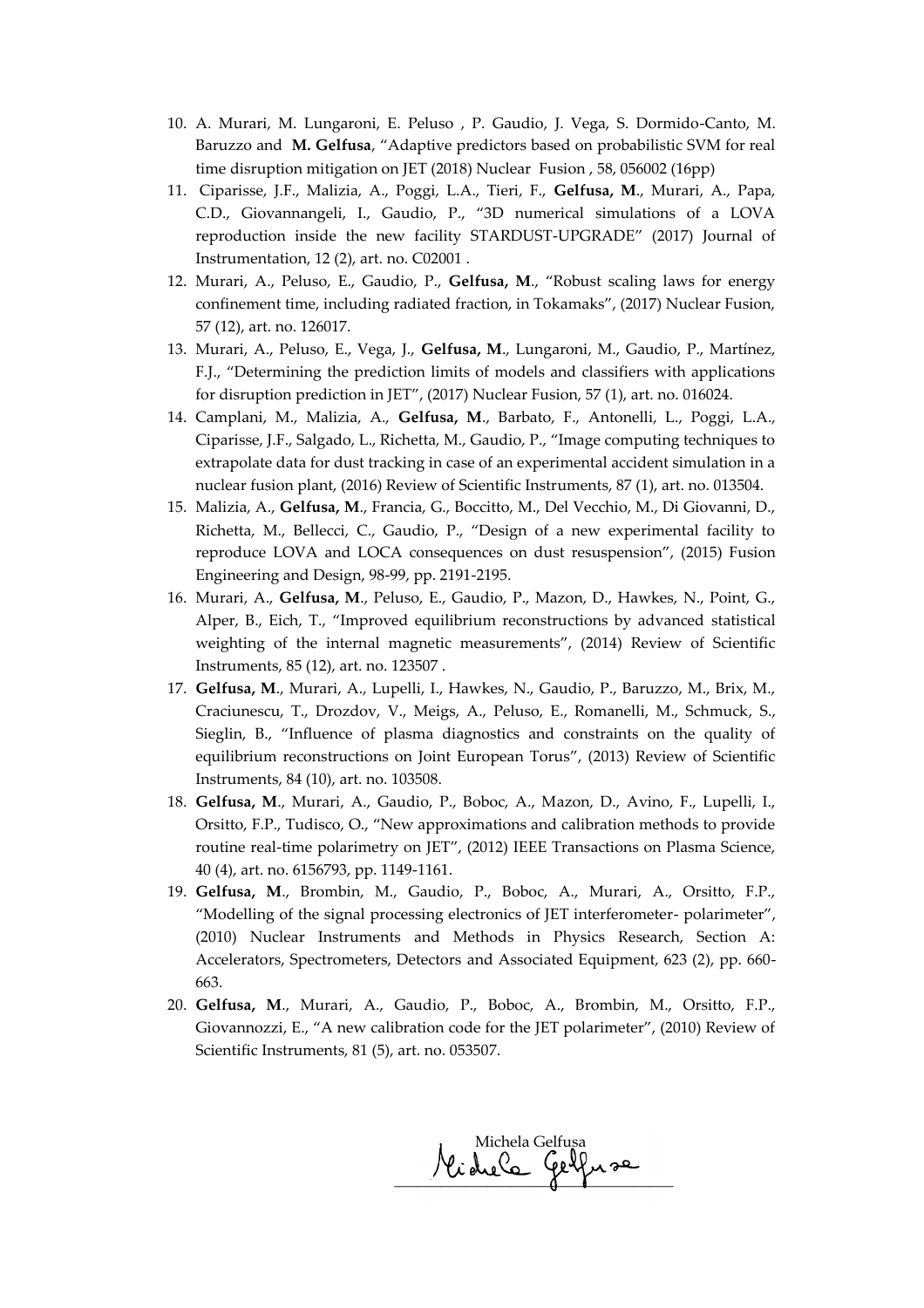10. A. Murari, M. Lungaroni, E. Peluso , P. Gaudio, J. Vega, S. Dormido-Canto, M. Baruzzo and **M. Gelfusa**, "Adaptive predictors based on probabilistic SVM for real time disruption mitigation on JET (2018) Nuclear Fusion , 58, 056002 (16pp)
11. Ciparisse, J.F., Malizia, A., Poggi, L.A., Tieri, F., **Gelfusa, M**., Murari, A., Papa, C.D., Giovannangeli, I., Gaudio, P., "3D numerical simulations of a LOVA reproduction inside the new facility STARDUST-UPGRADE" (2017) Journal of Instrumentation, 12 (2), art. no. C02001 .
12. Murari, A., Peluso, E., Gaudio, P., **Gelfusa, M**., "Robust scaling laws for energy confinement time, including radiated fraction, in Tokamaks", (2017) Nuclear Fusion, 57 (12), art. no. 126017.
13. Murari, A., Peluso, E., Vega, J., **Gelfusa, M**., Lungaroni, M., Gaudio, P., Martínez, F.J., "Determining the prediction limits of models and classifiers with applications for disruption prediction in JET", (2017) Nuclear Fusion, 57 (1), art. no. 016024.
14. Camplani, M., Malizia, A., **Gelfusa, M**., Barbato, F., Antonelli, L., Poggi, L.A., Ciparisse, J.F., Salgado, L., Richetta, M., Gaudio, P., "Image computing techniques to extrapolate data for dust tracking in case of an experimental accident simulation in a nuclear fusion plant, (2016) Review of Scientific Instruments, 87 (1), art. no. 013504.
15. Malizia, A., **Gelfusa, M**., Francia, G., Boccitto, M., Del Vecchio, M., Di Giovanni, D., Richetta, M., Bellecci, C., Gaudio, P., "Design of a new experimental facility to reproduce LOVA and LOCA consequences on dust resuspension", (2015) Fusion Engineering and Design, 98-99, pp. 2191-2195.
16. Murari, A., **Gelfusa, M**., Peluso, E., Gaudio, P., Mazon, D., Hawkes, N., Point, G., Alper, B., Eich, T., "Improved equilibrium reconstructions by advanced statistical weighting of the internal magnetic measurements", (2014) Review of Scientific Instruments, 85 (12), art. no. 123507 .
17. **Gelfusa, M**., Murari, A., Lupelli, I., Hawkes, N., Gaudio, P., Baruzzo, M., Brix, M., Craciunescu, T., Drozdov, V., Meigs, A., Peluso, E., Romanelli, M., Schmuck, S., Sieglin, B., "Influence of plasma diagnostics and constraints on the quality of equilibrium reconstructions on Joint European Torus", (2013) Review of Scientific Instruments, 84 (10), art. no. 103508.
18. **Gelfusa, M**., Murari, A., Gaudio, P., Boboc, A., Mazon, D., Avino, F., Lupelli, I., Orsitto, F.P., Tudisco, O., "New approximations and calibration methods to provide routine real-time polarimetry on JET", (2012) IEEE Transactions on Plasma Science, 40 (4), art. no. 6156793, pp. 1149-1161.
19. **Gelfusa, M**., Brombin, M., Gaudio, P., Boboc, A., Murari, A., Orsitto, F.P., "Modelling of the signal processing electronics of JET interferometer- polarimeter", (2010) Nuclear Instruments and Methods in Physics Research, Section A: Accelerators, Spectrometers, Detectors and Associated Equipment, 623 (2), pp. 660-663.
20. **Gelfusa, M**., Murari, A., Gaudio, P., Boboc, A., Brombin, M., Orsitto, F.P., Giovannozzi, E., "A new calibration code for the JET polarimeter", (2010) Review of Scientific Instruments, 81 (5), art. no. 053507.

Michela Gelfusa